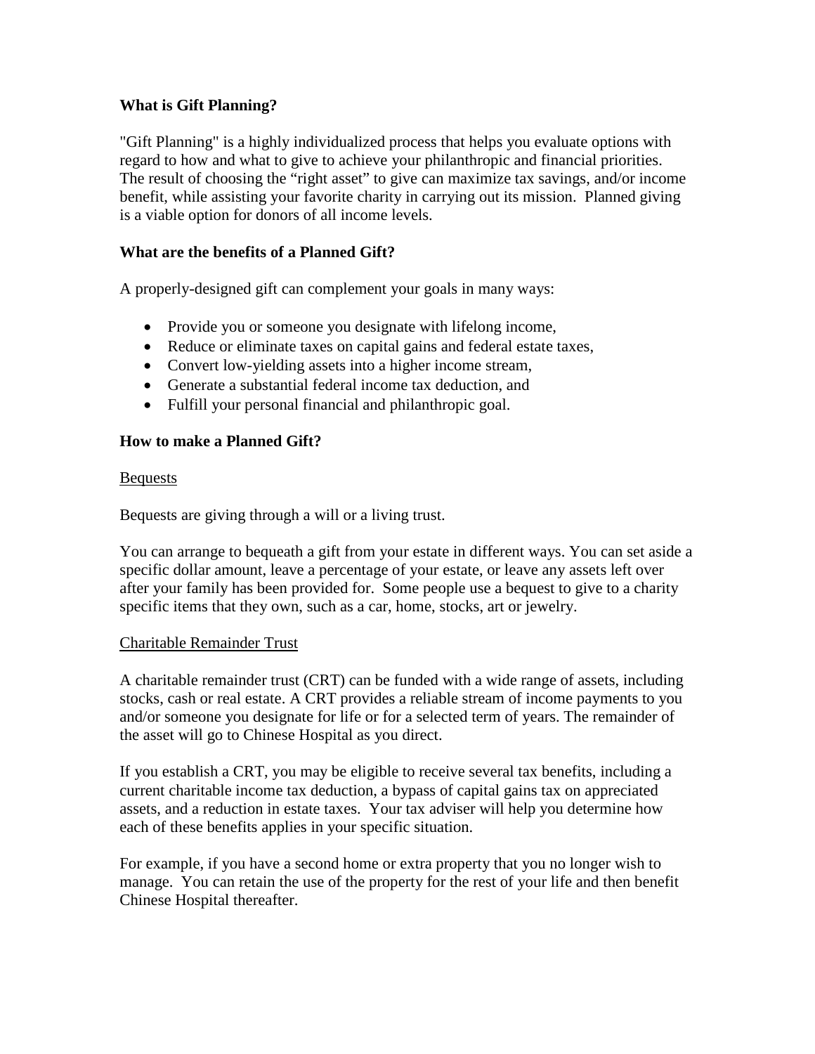**What is Gift Planning?**

"Gift Planning" is a highly individualized process that helps you evaluate options with regard to how and what to give to achieve your philanthropic and financial priorities. The result of choosing the "right asset" to give can maximize tax savings, and/or income benefit, while assisting your favorite charity in carrying out its mission. Planned giving is a viable option for donors of all income levels.

**What are the benefits of a Planned Gift?**

A properly-designed gift can complement your goals in many ways:

- Provide you or someone you designate with lifelong income,
- Reduce or eliminate taxes on capital gains and federal estate taxes,
- Convert low-yielding assets into a higher income stream,
- Generate a substantial federal income tax deduction, and
- Fulfill your personal financial and philanthropic goal.

**How to make a Planned Gift?**

<u>Bequests</u>

Bequests are giving through a will or a living trust.

You can arrange to bequeath a gift from your estate in different ways. You can set aside a specific dollar amount, leave a percentage of your estate, or leave any assets left over after your family has been provided for. Some people use a bequest to give to a charity specific items that they own, such as a car, home, stocks, art or jewelry.

<u>Charitable Remainder Trust</u>

A charitable remainder trust (CRT) can be funded with a wide range of assets, including stocks, cash or real estate. A CRT provides a reliable stream of income payments to you and/or someone you designate for life or for a selected term of years. The remainder of the asset will go to Chinese Hospital as you direct.

If you establish a CRT, you may be eligible to receive several tax benefits, including a current charitable income tax deduction, a bypass of capital gains tax on appreciated assets, and a reduction in estate taxes. Your tax adviser will help you determine how each of these benefits applies in your specific situation.

For example, if you have a second home or extra property that you no longer wish to manage. You can retain the use of the property for the rest of your life and then benefit Chinese Hospital thereafter.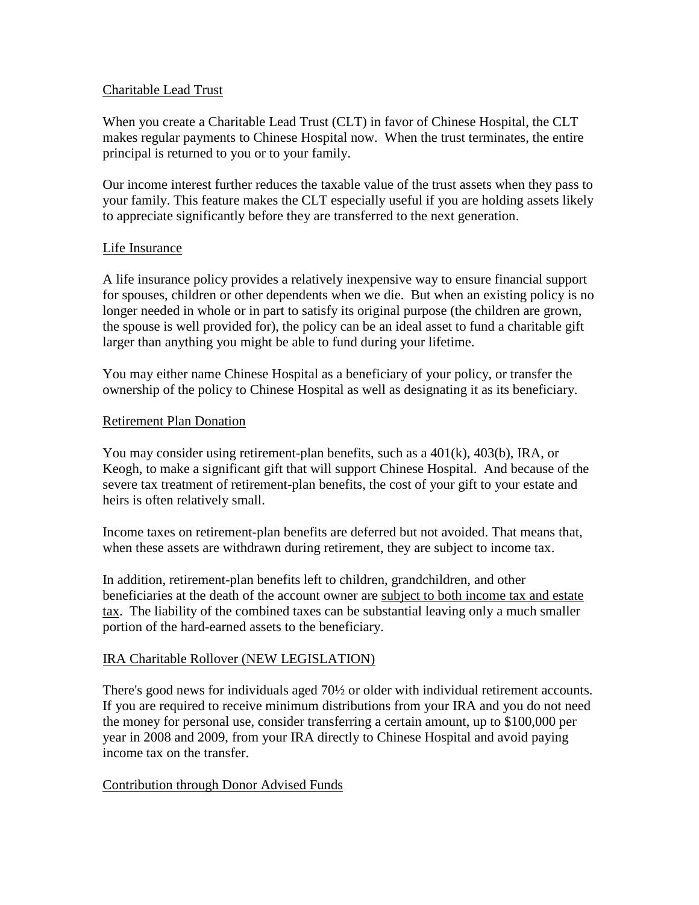## Charitable Lead Trust

When you create a Charitable Lead Trust (CLT) in favor of Chinese Hospital, the CLT makes regular payments to Chinese Hospital now. When the trust terminates, the entire principal is returned to you or to your family.

Our income interest further reduces the taxable value of the trust assets when they pass to your family. This feature makes the CLT especially useful if you are holding assets likely to appreciate significantly before they are transferred to the next generation.

## Life Insurance

A life insurance policy provides a relatively inexpensive way to ensure financial support for spouses, children or other dependents when we die. But when an existing policy is no longer needed in whole or in part to satisfy its original purpose (the children are grown, the spouse is well provided for), the policy can be an ideal asset to fund a charitable gift larger than anything you might be able to fund during your lifetime.

You may either name Chinese Hospital as a beneficiary of your policy, or transfer the ownership of the policy to Chinese Hospital as well as designating it as its beneficiary.

## Retirement Plan Donation

You may consider using retirement-plan benefits, such as a 401(k), 403(b), IRA, or Keogh, to make a significant gift that will support Chinese Hospital. And because of the severe tax treatment of retirement-plan benefits, the cost of your gift to your estate and heirs is often relatively small.

Income taxes on retirement-plan benefits are deferred but not avoided. That means that, when these assets are withdrawn during retirement, they are subject to income tax.

In addition, retirement-plan benefits left to children, grandchildren, and other beneficiaries at the death of the account owner are <u>subject to both income tax and estate tax</u>. The liability of the combined taxes can be substantial leaving only a much smaller portion of the hard-earned assets to the beneficiary.

## IRA Charitable Rollover (NEW LEGISLATION)

There's good news for individuals aged 70½ or older with individual retirement accounts. If you are required to receive minimum distributions from your IRA and you do not need the money for personal use, consider transferring a certain amount, up to $100,000 per year in 2008 and 2009, from your IRA directly to Chinese Hospital and avoid paying income tax on the transfer.

## Contribution through Donor Advised Funds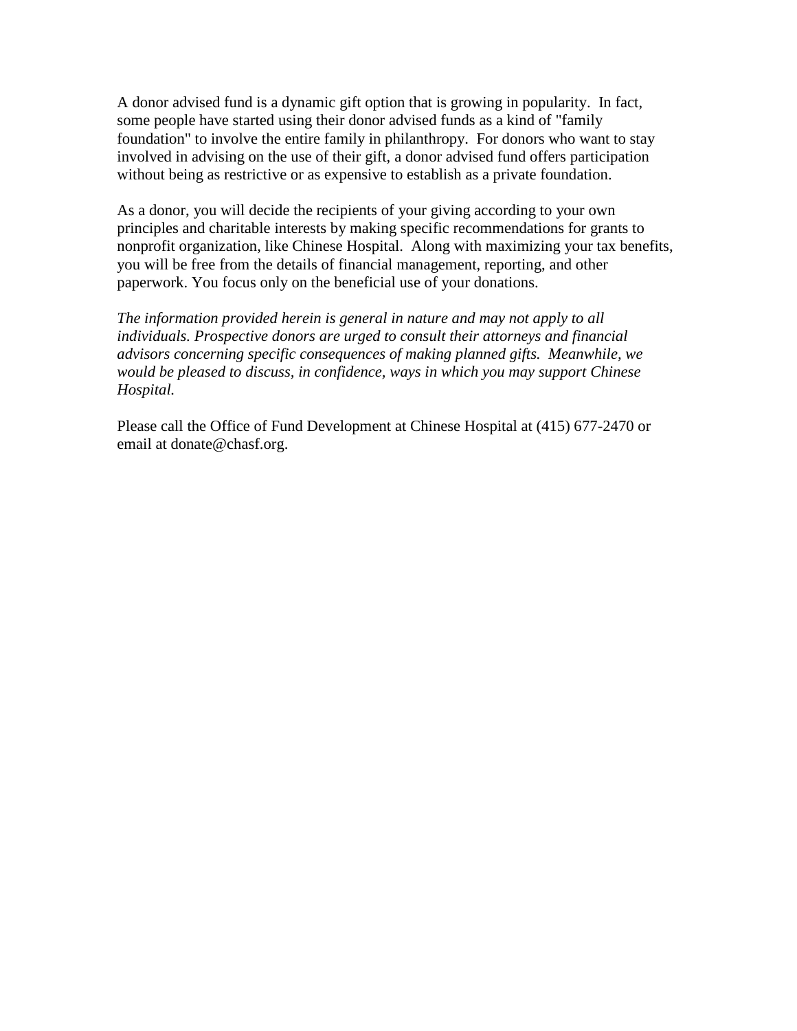A donor advised fund is a dynamic gift option that is growing in popularity. In fact, some people have started using their donor advised funds as a kind of "family foundation" to involve the entire family in philanthropy. For donors who want to stay involved in advising on the use of their gift, a donor advised fund offers participation without being as restrictive or as expensive to establish as a private foundation.

As a donor, you will decide the recipients of your giving according to your own principles and charitable interests by making specific recommendations for grants to nonprofit organization, like Chinese Hospital. Along with maximizing your tax benefits, you will be free from the details of financial management, reporting, and other paperwork. You focus only on the beneficial use of your donations.

*The information provided herein is general in nature and may not apply to all individuals. Prospective donors are urged to consult their attorneys and financial advisors concerning specific consequences of making planned gifts. Meanwhile, we would be pleased to discuss, in confidence, ways in which you may support Chinese Hospital.*

Please call the Office of Fund Development at Chinese Hospital at (415) 677-2470 or email at donate@chasf.org.